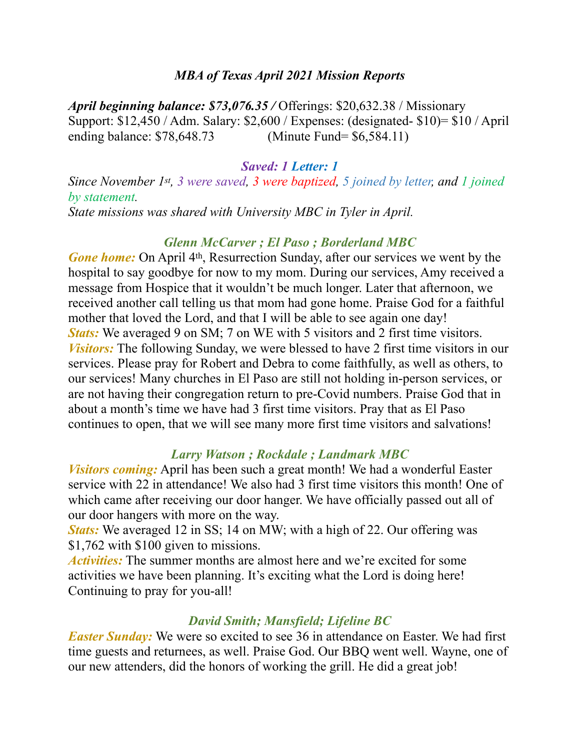## *MBA of Texas April 2021 Mission Reports*

***April beginning balance: $73,076.35 /*** Offerings: $20,632.38 / Missionary Support: $12,450 / Adm. Salary: $2,600 / Expenses: (designated- $10)= $10 / April ending balance: $78,648.73 (Minute Fund= $6,584.11)

***Saved: 1 Letter: 1***

*Since November 1st, 3 were saved, 3 were baptized, 5 joined by letter, and 1 joined by statement.*

*State missions was shared with University MBC in Tyler in April.*

### *Glenn McCarver ; El Paso ; Borderland MBC*

***Gone home:*** On April 4th, Resurrection Sunday, after our services we went by the hospital to say goodbye for now to my mom. During our services, Amy received a message from Hospice that it wouldn't be much longer. Later that afternoon, we received another call telling us that mom had gone home. Praise God for a faithful mother that loved the Lord, and that I will be able to see again one day!

***Stats:*** We averaged 9 on SM; 7 on WE with 5 visitors and 2 first time visitors.

***Visitors:*** The following Sunday, we were blessed to have 2 first time visitors in our services. Please pray for Robert and Debra to come faithfully, as well as others, to our services! Many churches in El Paso are still not holding in-person services, or are not having their congregation return to pre-Covid numbers. Praise God that in about a month's time we have had 3 first time visitors. Pray that as El Paso continues to open, that we will see many more first time visitors and salvations!

### *Larry Watson ; Rockdale ; Landmark MBC*

***Visitors coming:*** April has been such a great month! We had a wonderful Easter service with 22 in attendance! We also had 3 first time visitors this month! One of which came after receiving our door hanger. We have officially passed out all of our door hangers with more on the way.

***Stats:*** We averaged 12 in SS; 14 on MW; with a high of 22. Our offering was $1,762 with $100 given to missions.

***Activities:*** The summer months are almost here and we're excited for some activities we have been planning. It's exciting what the Lord is doing here! Continuing to pray for you-all!

### *David Smith; Mansfield; Lifeline BC*

***Easter Sunday:*** We were so excited to see 36 in attendance on Easter. We had first time guests and returnees, as well. Praise God. Our BBQ went well. Wayne, one of our new attenders, did the honors of working the grill. He did a great job!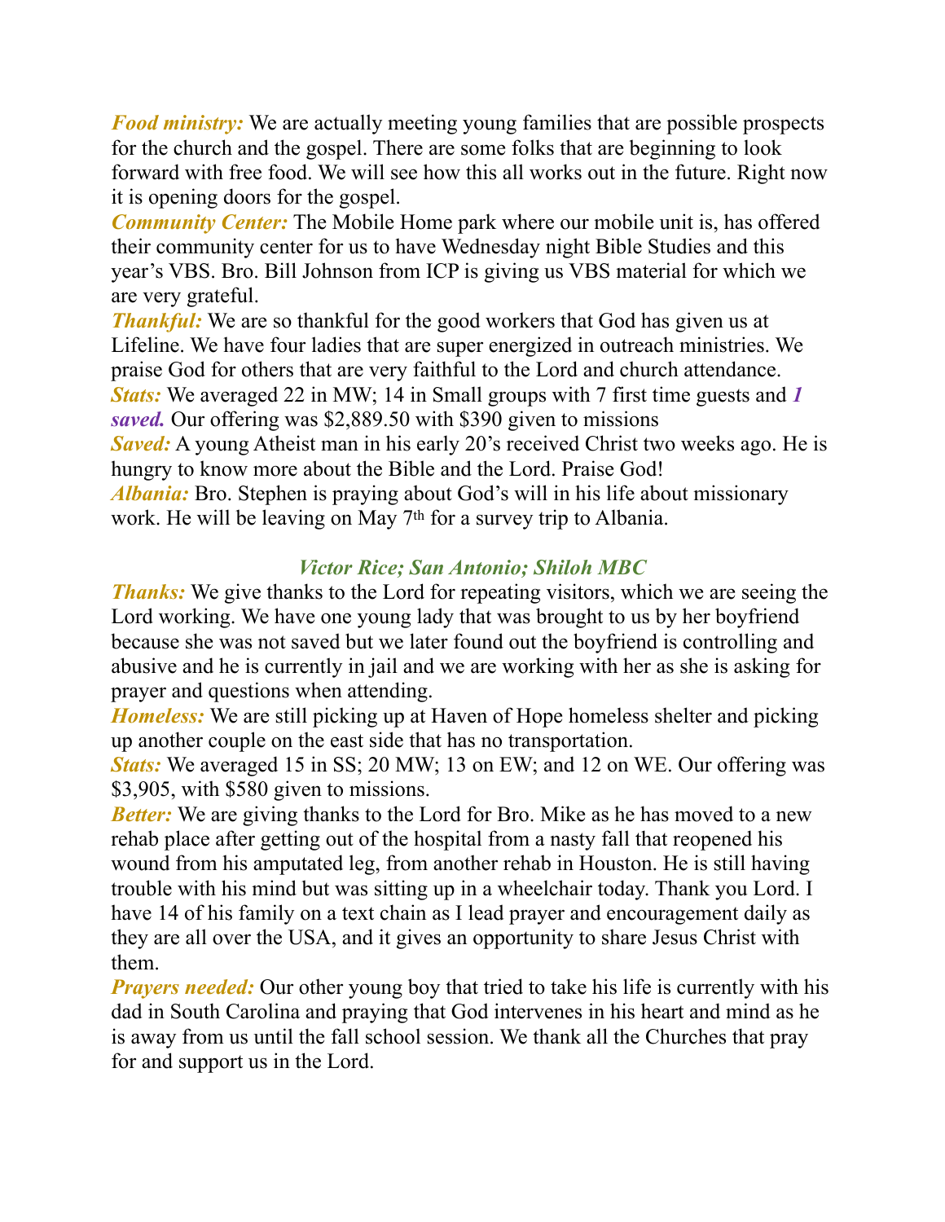***Food ministry:*** We are actually meeting young families that are possible prospects for the church and the gospel. There are some folks that are beginning to look forward with free food. We will see how this all works out in the future. Right now it is opening doors for the gospel.
***Community Center:*** The Mobile Home park where our mobile unit is, has offered their community center for us to have Wednesday night Bible Studies and this year's VBS. Bro. Bill Johnson from ICP is giving us VBS material for which we are very grateful.
***Thankful:*** We are so thankful for the good workers that God has given us at Lifeline. We have four ladies that are super energized in outreach ministries. We praise God for others that are very faithful to the Lord and church attendance.
***Stats:*** We averaged 22 in MW; 14 in Small groups with 7 first time guests and ***1 saved.*** Our offering was $2,889.50 with $390 given to missions
***Saved:*** A young Atheist man in his early 20's received Christ two weeks ago. He is hungry to know more about the Bible and the Lord. Praise God!
***Albania:*** Bro. Stephen is praying about God's will in his life about missionary work. He will be leaving on May 7th for a survey trip to Albania.

### *Victor Rice; San Antonio; Shiloh MBC*

***Thanks:*** We give thanks to the Lord for repeating visitors, which we are seeing the Lord working. We have one young lady that was brought to us by her boyfriend because she was not saved but we later found out the boyfriend is controlling and abusive and he is currently in jail and we are working with her as she is asking for prayer and questions when attending.
***Homeless:*** We are still picking up at Haven of Hope homeless shelter and picking up another couple on the east side that has no transportation.
***Stats:*** We averaged 15 in SS; 20 MW; 13 on EW; and 12 on WE. Our offering was $3,905, with $580 given to missions.
***Better:*** We are giving thanks to the Lord for Bro. Mike as he has moved to a new rehab place after getting out of the hospital from a nasty fall that reopened his wound from his amputated leg, from another rehab in Houston. He is still having trouble with his mind but was sitting up in a wheelchair today. Thank you Lord. I have 14 of his family on a text chain as I lead prayer and encouragement daily as they are all over the USA, and it gives an opportunity to share Jesus Christ with them.
***Prayers needed:*** Our other young boy that tried to take his life is currently with his dad in South Carolina and praying that God intervenes in his heart and mind as he is away from us until the fall school session. We thank all the Churches that pray for and support us in the Lord.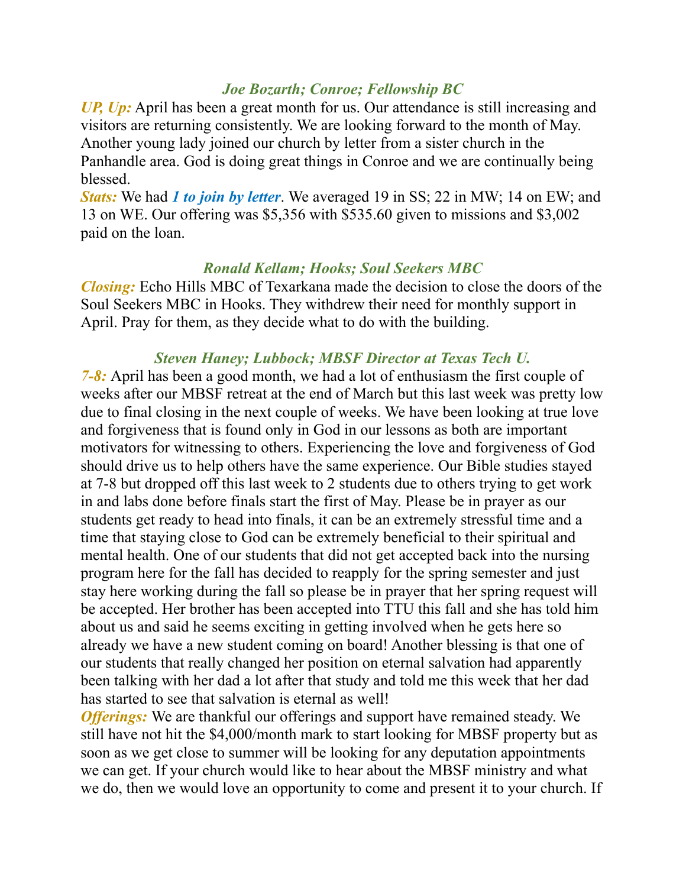### *Joe Bozarth; Conroe; Fellowship BC*

***UP, Up:*** April has been a great month for us. Our attendance is still increasing and visitors are returning consistently. We are looking forward to the month of May. Another young lady joined our church by letter from a sister church in the Panhandle area. God is doing great things in Conroe and we are continually being blessed.

***Stats:*** We had ***1 to join by letter***. We averaged 19 in SS; 22 in MW; 14 on EW; and 13 on WE. Our offering was $5,356 with $535.60 given to missions and $3,002 paid on the loan.

### *Ronald Kellam; Hooks; Soul Seekers MBC*

***Closing:*** Echo Hills MBC of Texarkana made the decision to close the doors of the Soul Seekers MBC in Hooks. They withdrew their need for monthly support in April. Pray for them, as they decide what to do with the building.

### *Steven Haney; Lubbock; MBSF Director at Texas Tech U.*

***7-8:*** April has been a good month, we had a lot of enthusiasm the first couple of weeks after our MBSF retreat at the end of March but this last week was pretty low due to final closing in the next couple of weeks. We have been looking at true love and forgiveness that is found only in God in our lessons as both are important motivators for witnessing to others. Experiencing the love and forgiveness of God should drive us to help others have the same experience. Our Bible studies stayed at 7-8 but dropped off this last week to 2 students due to others trying to get work in and labs done before finals start the first of May. Please be in prayer as our students get ready to head into finals, it can be an extremely stressful time and a time that staying close to God can be extremely beneficial to their spiritual and mental health. One of our students that did not get accepted back into the nursing program here for the fall has decided to reapply for the spring semester and just stay here working during the fall so please be in prayer that her spring request will be accepted. Her brother has been accepted into TTU this fall and she has told him about us and said he seems exciting in getting involved when he gets here so already we have a new student coming on board! Another blessing is that one of our students that really changed her position on eternal salvation had apparently been talking with her dad a lot after that study and told me this week that her dad has started to see that salvation is eternal as well!

***Offerings:*** We are thankful our offerings and support have remained steady. We still have not hit the $4,000/month mark to start looking for MBSF property but as soon as we get close to summer will be looking for any deputation appointments we can get. If your church would like to hear about the MBSF ministry and what we do, then we would love an opportunity to come and present it to your church. If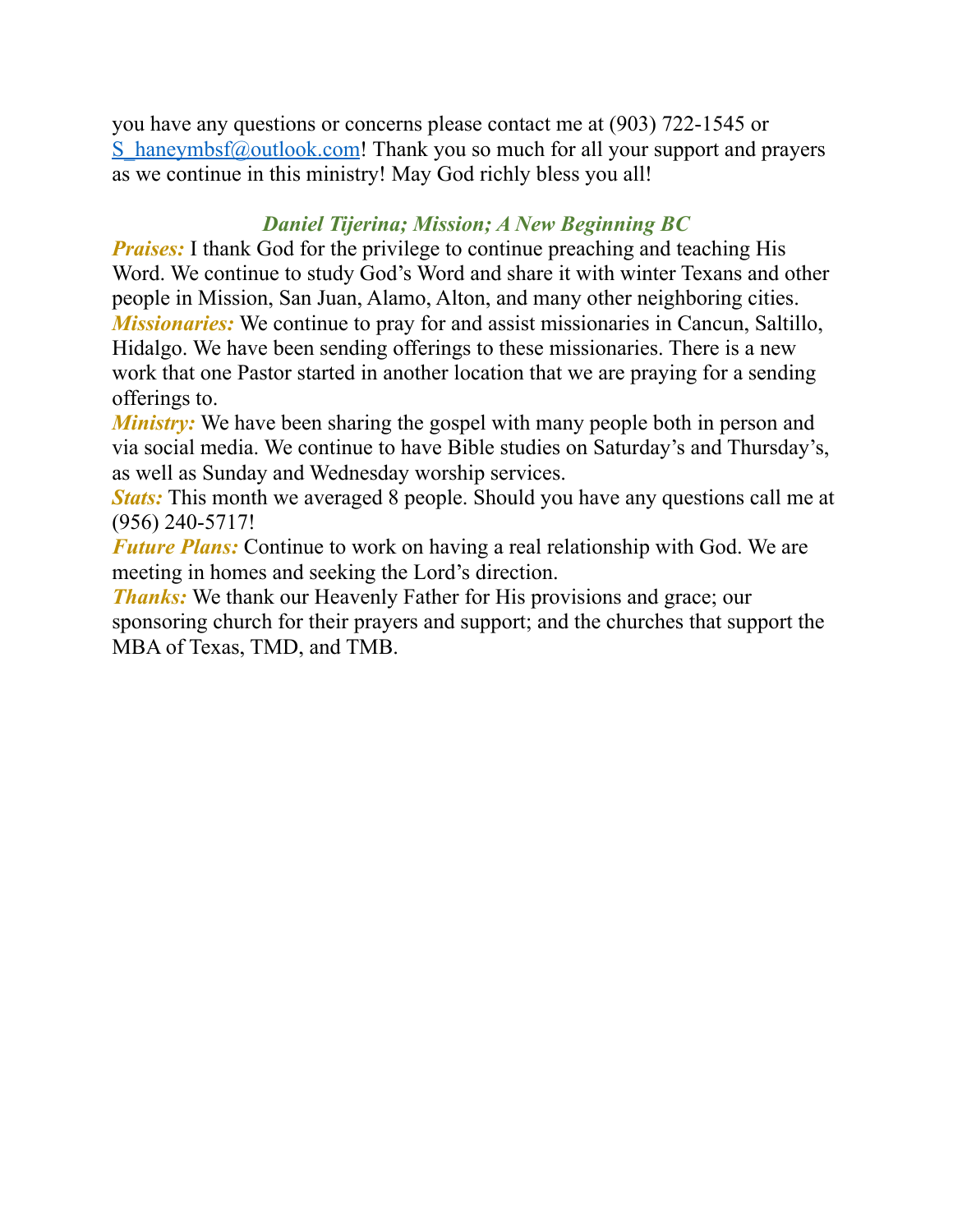you have any questions or concerns please contact me at (903) 722-1545 or S_haneymbsf@outlook.com! Thank you so much for all your support and prayers as we continue in this ministry! May God richly bless you all!

### *Daniel Tijerina; Mission; A New Beginning BC*

***Praises:*** I thank God for the privilege to continue preaching and teaching His Word. We continue to study God's Word and share it with winter Texans and other people in Mission, San Juan, Alamo, Alton, and many other neighboring cities.
***Missionaries:*** We continue to pray for and assist missionaries in Cancun, Saltillo, Hidalgo. We have been sending offerings to these missionaries. There is a new work that one Pastor started in another location that we are praying for a sending offerings to.
***Ministry:*** We have been sharing the gospel with many people both in person and via social media. We continue to have Bible studies on Saturday's and Thursday's, as well as Sunday and Wednesday worship services.
***Stats:*** This month we averaged 8 people. Should you have any questions call me at (956) 240-5717!
***Future Plans:*** Continue to work on having a real relationship with God. We are meeting in homes and seeking the Lord's direction.
***Thanks:*** We thank our Heavenly Father for His provisions and grace; our sponsoring church for their prayers and support; and the churches that support the MBA of Texas, TMD, and TMB.